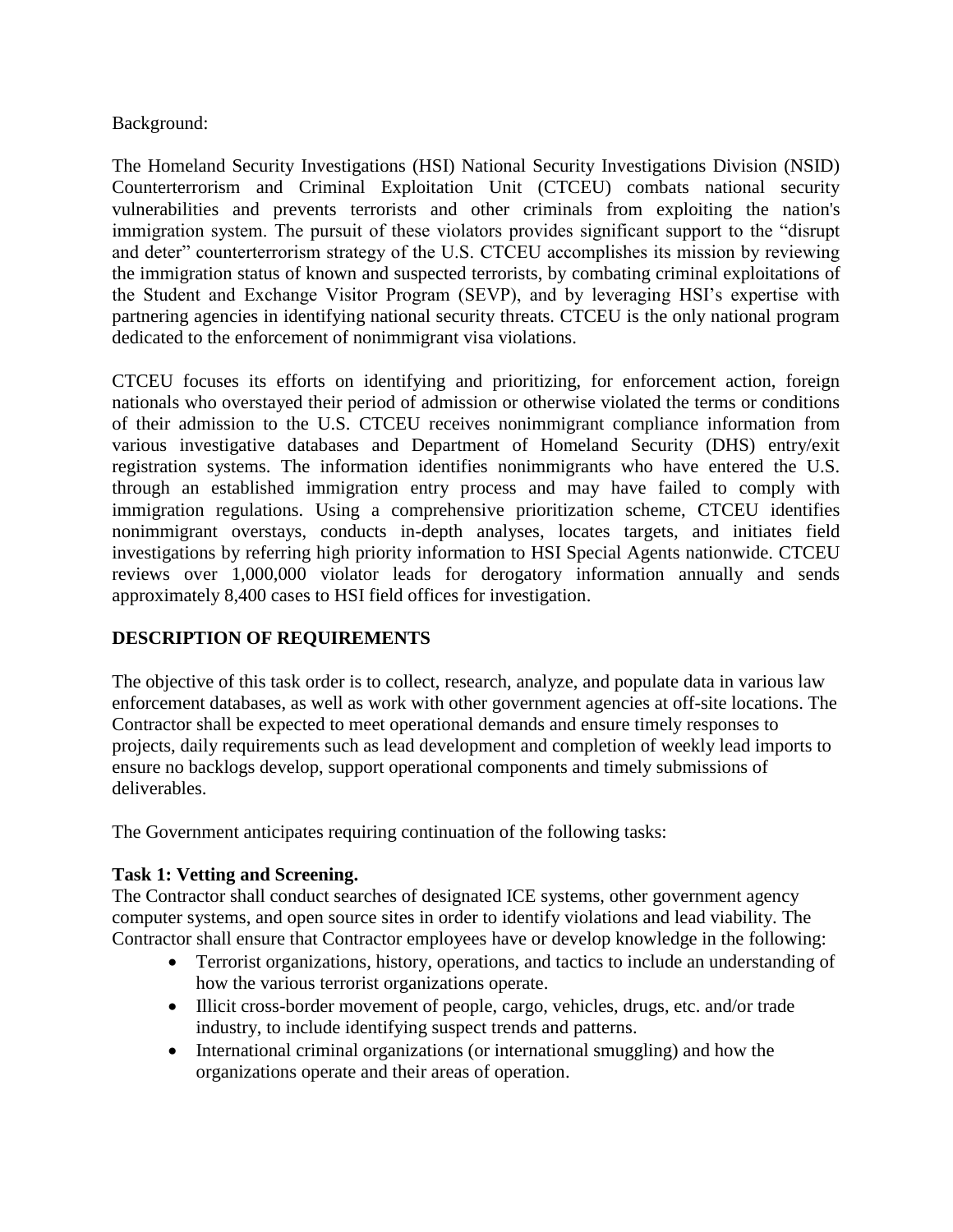Background:

The Homeland Security Investigations (HSI) National Security Investigations Division (NSID) Counterterrorism and Criminal Exploitation Unit (CTCEU) combats national security vulnerabilities and prevents terrorists and other criminals from exploiting the nation's immigration system. The pursuit of these violators provides significant support to the "disrupt and deter" counterterrorism strategy of the U.S. CTCEU accomplishes its mission by reviewing the immigration status of known and suspected terrorists, by combating criminal exploitations of the Student and Exchange Visitor Program (SEVP), and by leveraging HSI's expertise with partnering agencies in identifying national security threats. CTCEU is the only national program dedicated to the enforcement of nonimmigrant visa violations.

CTCEU focuses its efforts on identifying and prioritizing, for enforcement action, foreign nationals who overstayed their period of admission or otherwise violated the terms or conditions of their admission to the U.S. CTCEU receives nonimmigrant compliance information from various investigative databases and Department of Homeland Security (DHS) entry/exit registration systems. The information identifies nonimmigrants who have entered the U.S. through an established immigration entry process and may have failed to comply with immigration regulations. Using a comprehensive prioritization scheme, CTCEU identifies nonimmigrant overstays, conducts in-depth analyses, locates targets, and initiates field investigations by referring high priority information to HSI Special Agents nationwide. CTCEU reviews over 1,000,000 violator leads for derogatory information annually and sends approximately 8,400 cases to HSI field offices for investigation.

## DESCRIPTION OF REQUIREMENTS

The objective of this task order is to collect, research, analyze, and populate data in various law enforcement databases, as well as work with other government agencies at off-site locations. The Contractor shall be expected to meet operational demands and ensure timely responses to projects, daily requirements such as lead development and completion of weekly lead imports to ensure no backlogs develop, support operational components and timely submissions of deliverables.

The Government anticipates requiring continuation of the following tasks:

**Task 1: Vetting and Screening.**
The Contractor shall conduct searches of designated ICE systems, other government agency computer systems, and open source sites in order to identify violations and lead viability. The Contractor shall ensure that Contractor employees have or develop knowledge in the following:

- Terrorist organizations, history, operations, and tactics to include an understanding of how the various terrorist organizations operate.
- Illicit cross-border movement of people, cargo, vehicles, drugs, etc. and/or trade industry, to include identifying suspect trends and patterns.
- International criminal organizations (or international smuggling) and how the organizations operate and their areas of operation.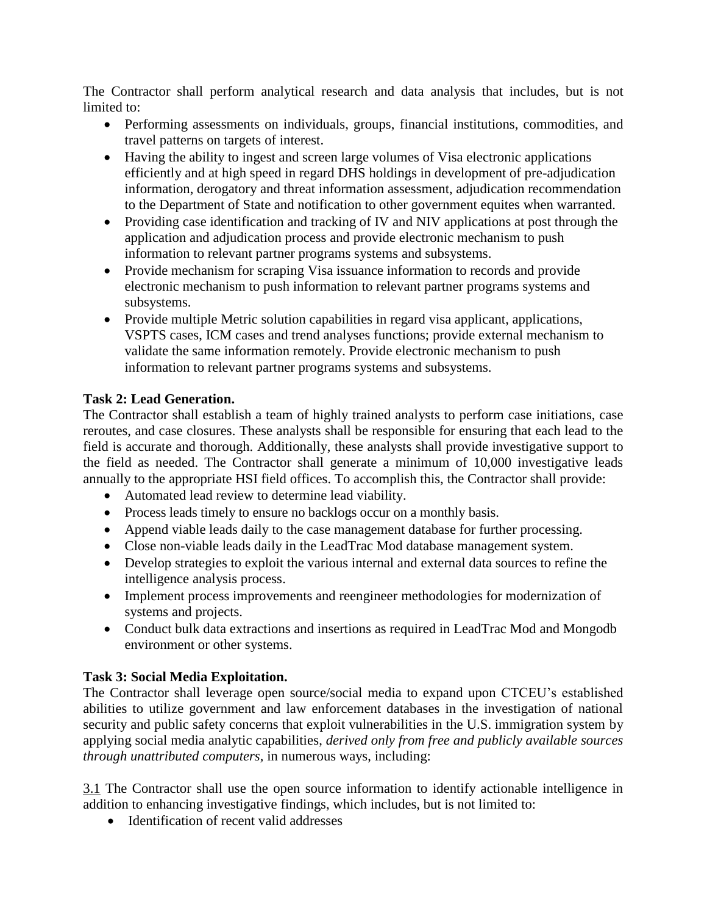The Contractor shall perform analytical research and data analysis that includes, but is not limited to:

- Performing assessments on individuals, groups, financial institutions, commodities, and travel patterns on targets of interest.
- Having the ability to ingest and screen large volumes of Visa electronic applications efficiently and at high speed in regard DHS holdings in development of pre-adjudication information, derogatory and threat information assessment, adjudication recommendation to the Department of State and notification to other government equites when warranted.
- Providing case identification and tracking of IV and NIV applications at post through the application and adjudication process and provide electronic mechanism to push information to relevant partner programs systems and subsystems.
- Provide mechanism for scraping Visa issuance information to records and provide electronic mechanism to push information to relevant partner programs systems and subsystems.
- Provide multiple Metric solution capabilities in regard visa applicant, applications, VSPTS cases, ICM cases and trend analyses functions; provide external mechanism to validate the same information remotely. Provide electronic mechanism to push information to relevant partner programs systems and subsystems.

**Task 2: Lead Generation.**

The Contractor shall establish a team of highly trained analysts to perform case initiations, case reroutes, and case closures. These analysts shall be responsible for ensuring that each lead to the field is accurate and thorough. Additionally, these analysts shall provide investigative support to the field as needed. The Contractor shall generate a minimum of 10,000 investigative leads annually to the appropriate HSI field offices. To accomplish this, the Contractor shall provide:

- Automated lead review to determine lead viability.
- Process leads timely to ensure no backlogs occur on a monthly basis.
- Append viable leads daily to the case management database for further processing.
- Close non-viable leads daily in the LeadTrac Mod database management system.
- Develop strategies to exploit the various internal and external data sources to refine the intelligence analysis process.
- Implement process improvements and reengineer methodologies for modernization of systems and projects.
- Conduct bulk data extractions and insertions as required in LeadTrac Mod and Mongodb environment or other systems.

**Task 3: Social Media Exploitation.**

The Contractor shall leverage open source/social media to expand upon CTCEU's established abilities to utilize government and law enforcement databases in the investigation of national security and public safety concerns that exploit vulnerabilities in the U.S. immigration system by applying social media analytic capabilities, *derived only from free and publicly available sources through unattributed computers*, in numerous ways, including:

3.1 The Contractor shall use the open source information to identify actionable intelligence in addition to enhancing investigative findings, which includes, but is not limited to:

- Identification of recent valid addresses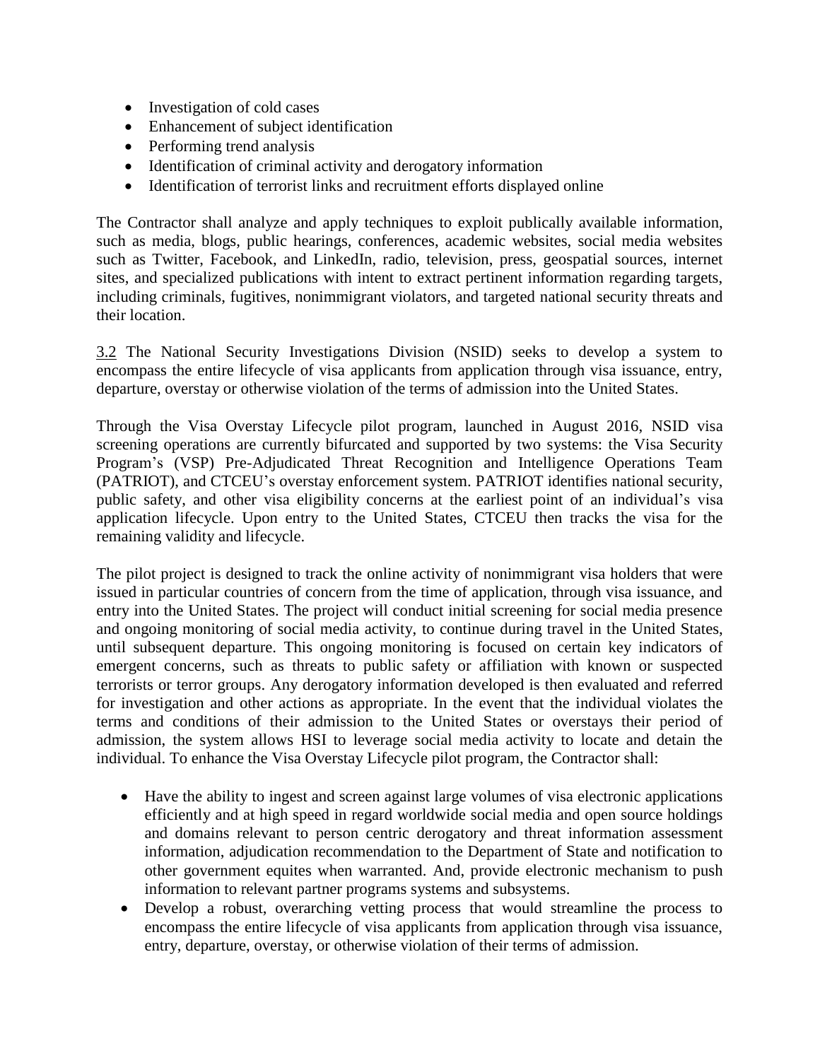- Investigation of cold cases
- Enhancement of subject identification
- Performing trend analysis
- Identification of criminal activity and derogatory information
- Identification of terrorist links and recruitment efforts displayed online

The Contractor shall analyze and apply techniques to exploit publically available information, such as media, blogs, public hearings, conferences, academic websites, social media websites such as Twitter, Facebook, and LinkedIn, radio, television, press, geospatial sources, internet sites, and specialized publications with intent to extract pertinent information regarding targets, including criminals, fugitives, nonimmigrant violators, and targeted national security threats and their location.

<u>3.2</u> The National Security Investigations Division (NSID) seeks to develop a system to encompass the entire lifecycle of visa applicants from application through visa issuance, entry, departure, overstay or otherwise violation of the terms of admission into the United States.

Through the Visa Overstay Lifecycle pilot program, launched in August 2016, NSID visa screening operations are currently bifurcated and supported by two systems: the Visa Security Program's (VSP) Pre-Adjudicated Threat Recognition and Intelligence Operations Team (PATRIOT), and CTCEU's overstay enforcement system. PATRIOT identifies national security, public safety, and other visa eligibility concerns at the earliest point of an individual's visa application lifecycle. Upon entry to the United States, CTCEU then tracks the visa for the remaining validity and lifecycle.

The pilot project is designed to track the online activity of nonimmigrant visa holders that were issued in particular countries of concern from the time of application, through visa issuance, and entry into the United States. The project will conduct initial screening for social media presence and ongoing monitoring of social media activity, to continue during travel in the United States, until subsequent departure. This ongoing monitoring is focused on certain key indicators of emergent concerns, such as threats to public safety or affiliation with known or suspected terrorists or terror groups. Any derogatory information developed is then evaluated and referred for investigation and other actions as appropriate. In the event that the individual violates the terms and conditions of their admission to the United States or overstays their period of admission, the system allows HSI to leverage social media activity to locate and detain the individual. To enhance the Visa Overstay Lifecycle pilot program, the Contractor shall:

- Have the ability to ingest and screen against large volumes of visa electronic applications efficiently and at high speed in regard worldwide social media and open source holdings and domains relevant to person centric derogatory and threat information assessment information, adjudication recommendation to the Department of State and notification to other government equites when warranted. And, provide electronic mechanism to push information to relevant partner programs systems and subsystems.
- Develop a robust, overarching vetting process that would streamline the process to encompass the entire lifecycle of visa applicants from application through visa issuance, entry, departure, overstay, or otherwise violation of their terms of admission.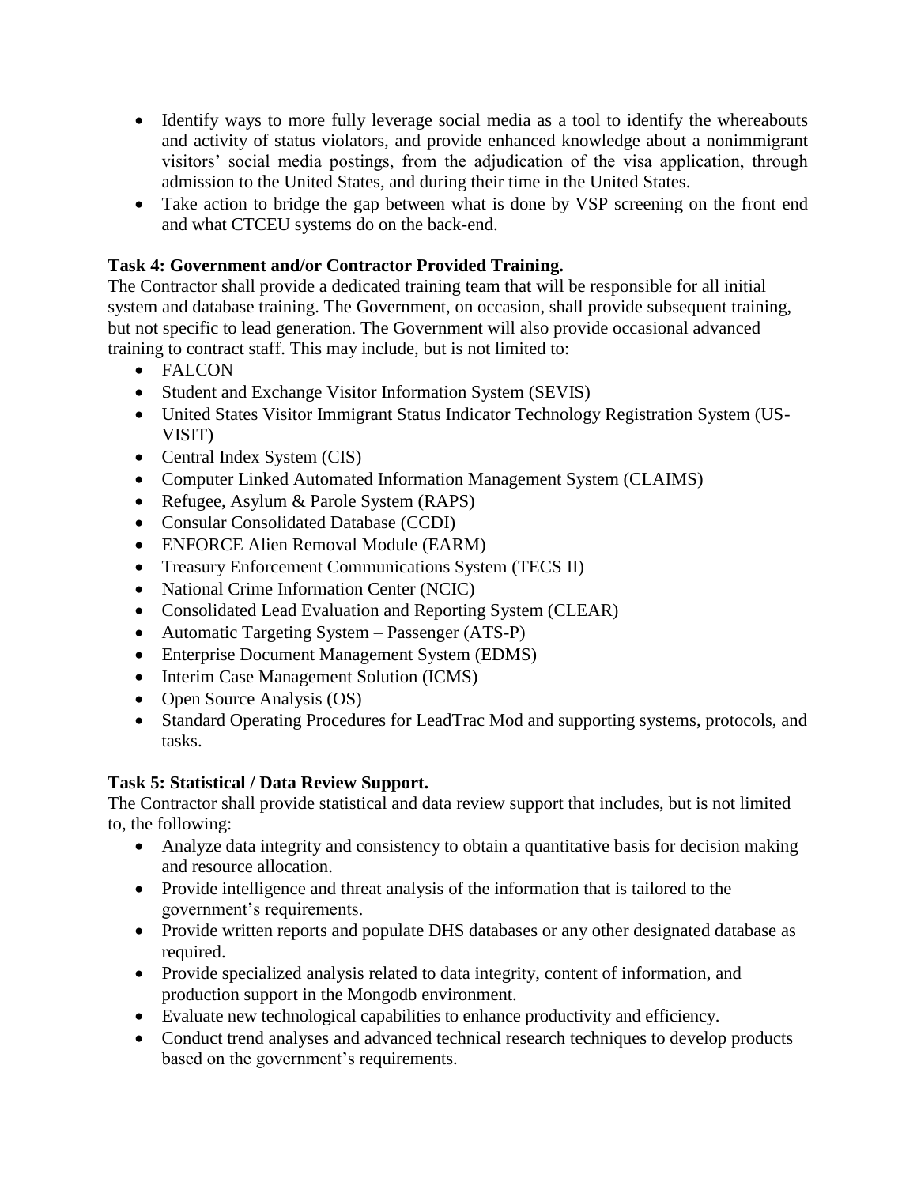- Identify ways to more fully leverage social media as a tool to identify the whereabouts and activity of status violators, and provide enhanced knowledge about a nonimmigrant visitors' social media postings, from the adjudication of the visa application, through admission to the United States, and during their time in the United States.
- Take action to bridge the gap between what is done by VSP screening on the front end and what CTCEU systems do on the back-end.

**Task 4: Government and/or Contractor Provided Training.**

The Contractor shall provide a dedicated training team that will be responsible for all initial system and database training. The Government, on occasion, shall provide subsequent training, but not specific to lead generation. The Government will also provide occasional advanced training to contract staff. This may include, but is not limited to:

- FALCON
- Student and Exchange Visitor Information System (SEVIS)
- United States Visitor Immigrant Status Indicator Technology Registration System (US-VISIT)
- Central Index System (CIS)
- Computer Linked Automated Information Management System (CLAIMS)
- Refugee, Asylum & Parole System (RAPS)
- Consular Consolidated Database (CCDI)
- ENFORCE Alien Removal Module (EARM)
- Treasury Enforcement Communications System (TECS II)
- National Crime Information Center (NCIC)
- Consolidated Lead Evaluation and Reporting System (CLEAR)
- Automatic Targeting System – Passenger (ATS-P)
- Enterprise Document Management System (EDMS)
- Interim Case Management Solution (ICMS)
- Open Source Analysis (OS)
- Standard Operating Procedures for LeadTrac Mod and supporting systems, protocols, and tasks.

**Task 5: Statistical / Data Review Support.**

The Contractor shall provide statistical and data review support that includes, but is not limited to, the following:

- Analyze data integrity and consistency to obtain a quantitative basis for decision making and resource allocation.
- Provide intelligence and threat analysis of the information that is tailored to the government's requirements.
- Provide written reports and populate DHS databases or any other designated database as required.
- Provide specialized analysis related to data integrity, content of information, and production support in the Mongodb environment.
- Evaluate new technological capabilities to enhance productivity and efficiency.
- Conduct trend analyses and advanced technical research techniques to develop products based on the government's requirements.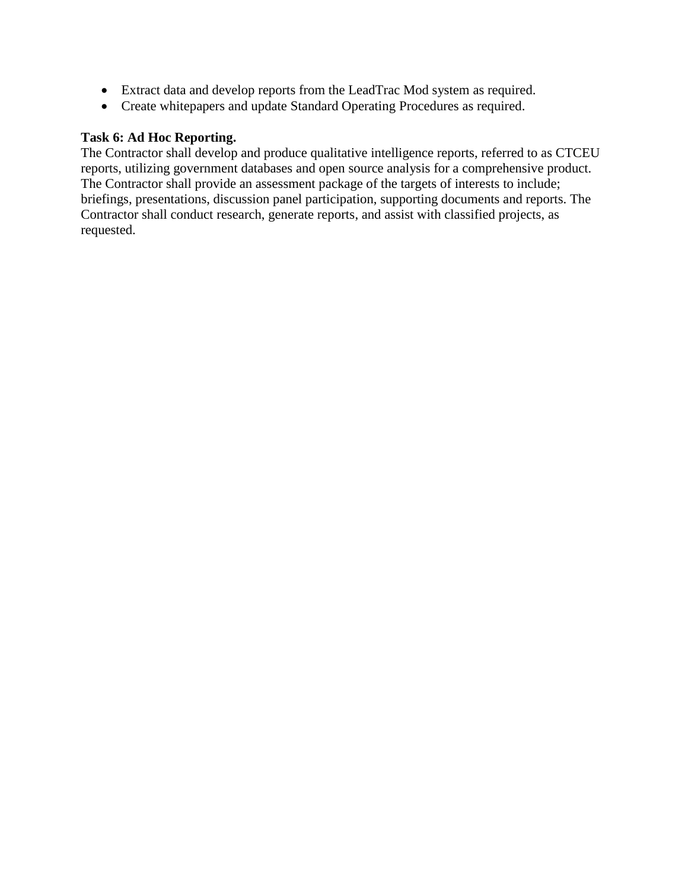- Extract data and develop reports from the LeadTrac Mod system as required.
- Create whitepapers and update Standard Operating Procedures as required.

**Task 6: Ad Hoc Reporting.**
The Contractor shall develop and produce qualitative intelligence reports, referred to as CTCEU reports, utilizing government databases and open source analysis for a comprehensive product. The Contractor shall provide an assessment package of the targets of interests to include; briefings, presentations, discussion panel participation, supporting documents and reports. The Contractor shall conduct research, generate reports, and assist with classified projects, as requested.